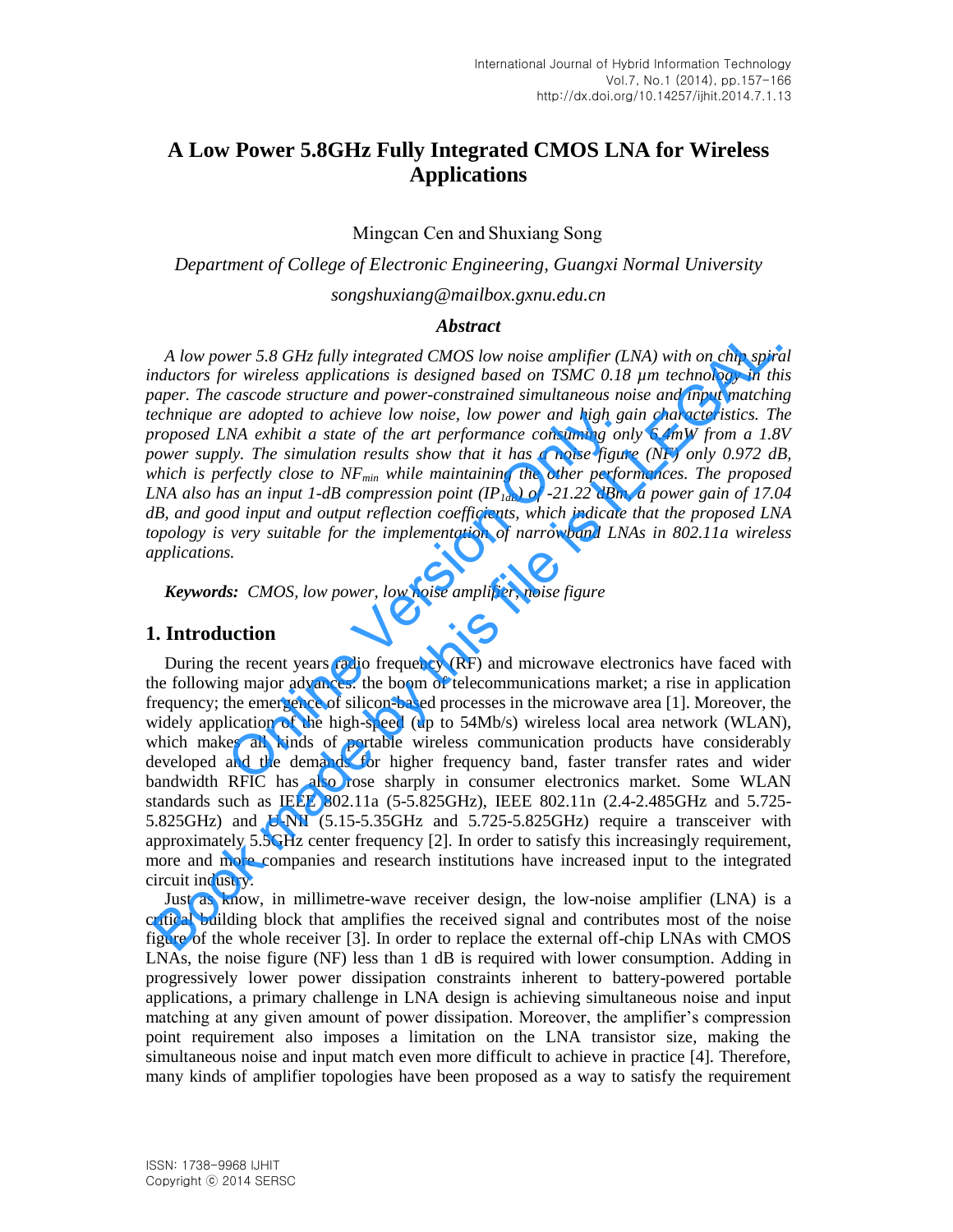# A Low Power 5.8GHz Fully Integrated CMOS LNA for Wireless Applications

Mingcan Cen and Shuxiang Song

*Department of College of Electronic Engineering, Guangxi Normal University*

*songshuxiang@mailbox.gxnu.edu.cn*

### *Abstract*

*A low power 5.8 GHz fully integrated CMOS low noise amplifier (LNA) with on chip spiral inductors for wireless applications is designed based on TSMC 0.18 μm technology in this paper. The cascode structure and power-constrained simultaneous noise and input matching technique are adopted to achieve low noise, low power and high gain characteristics. The proposed LNA exhibit a state of the art performance consuming only 6.4mW from a 1.8V power supply. The simulation results show that it has a noise figure (NF) only 0.972 dB, which is perfectly close to $NF_{min}$ while maintaining the other performances. The proposed LNA also has an input 1-dB compression point ($IP_{1dB}$) of -21.22 dBm, a power gain of 17.04 dB, and good input and output reflection coefficients, which indicate that the proposed LNA topology is very suitable for the implementation of narrowband LNAs in 802.11a wireless applications.*

***Keywords:*** *CMOS, low power, low noise amplifier, noise figure*

## 1. Introduction

During the recent years radio frequency (RF) and microwave electronics have faced with the following major advances: the boom of telecommunications market; a rise in application frequency; the emergence of silicon-based processes in the microwave area [1]. Moreover, the widely application of the high-speed (up to 54Mb/s) wireless local area network (WLAN), which makes all kinds of portable wireless communication products have considerably developed and the demands for higher frequency band, faster transfer rates and wider bandwidth RFIC has also rose sharply in consumer electronics market. Some WLAN standards such as IEEE 802.11a (5-5.825GHz), IEEE 802.11n (2.4-2.485GHz and 5.725-5.825GHz) and U-NII (5.15-5.35GHz and 5.725-5.825GHz) require a transceiver with approximately 5.5GHz center frequency [2]. In order to satisfy this increasingly requirement, more and more companies and research institutions have increased input to the integrated circuit industry.

Just as know, in millimetre-wave receiver design, the low-noise amplifier (LNA) is a critical building block that amplifies the received signal and contributes most of the noise figure of the whole receiver [3]. In order to replace the external off-chip LNAs with CMOS LNAs, the noise figure (NF) less than 1 dB is required with lower consumption. Adding in progressively lower power dissipation constraints inherent to battery-powered portable applications, a primary challenge in LNA design is achieving simultaneous noise and input matching at any given amount of power dissipation. Moreover, the amplifier's compression point requirement also imposes a limitation on the LNA transistor size, making the simultaneous noise and input match even more difficult to achieve in practice [4]. Therefore, many kinds of amplifier topologies have been proposed as a way to satisfy the requirement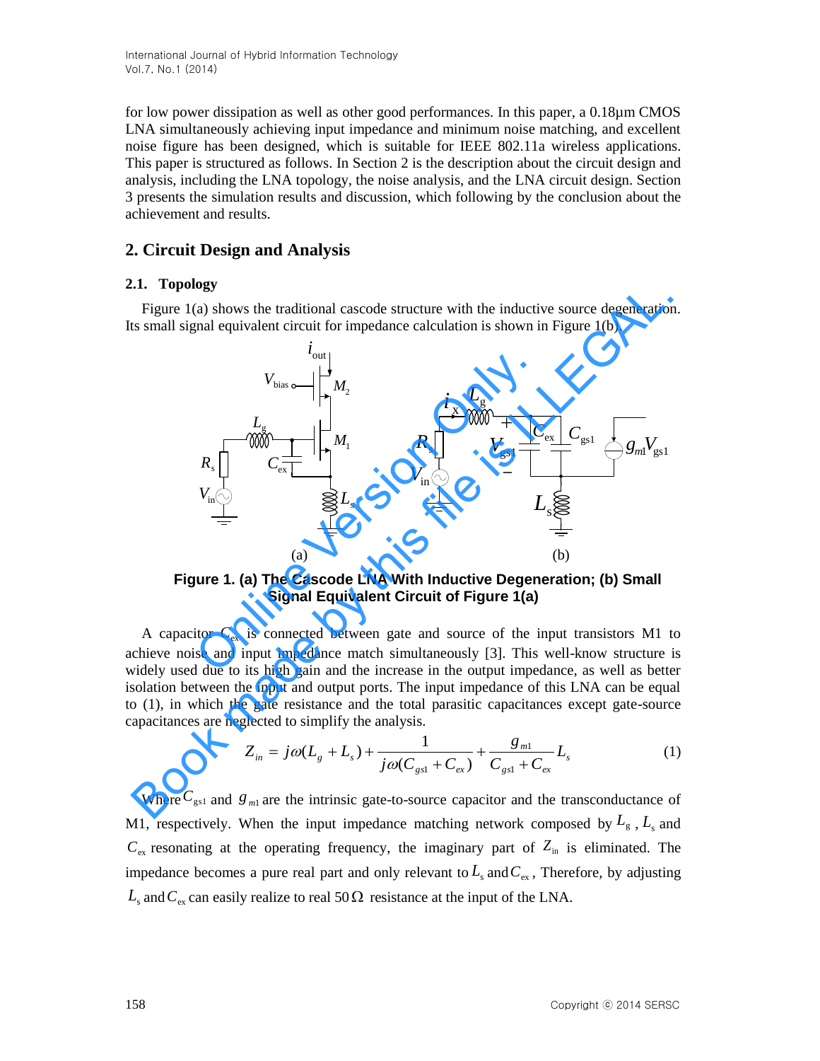for low power dissipation as well as other good performances. In this paper, a 0.18μm CMOS LNA simultaneously achieving input impedance and minimum noise matching, and excellent noise figure has been designed, which is suitable for IEEE 802.11a wireless applications. This paper is structured as follows. In Section 2 is the description about the circuit design and analysis, including the LNA topology, the noise analysis, and the LNA circuit design. Section 3 presents the simulation results and discussion, which following by the conclusion about the achievement and results.

## 2. Circuit Design and Analysis

### 2.1. Topology

Figure 1(a) shows the traditional cascode structure with the inductive source degeneration. Its small signal equivalent circuit for impedance calculation is shown in Figure 1(b).

**Figure 1. (a) The Cascode LNA With Inductive Degeneration; (b) Small Signal Equivalent Circuit of Figure 1(a)**

A capacitor $C_{ex}$ is connected between gate and source of the input transistors M1 to achieve noise and input impedance match simultaneously [3]. This well-know structure is widely used due to its high gain and the increase in the output impedance, as well as better isolation between the input and output ports. The input impedance of this LNA can be equal to (1), in which the gate resistance and the total parasitic capacitances except gate-source capacitances are neglected to simplify the analysis.

$$Z_{in} = j\omega(L_g + L_s) + \frac{1}{j\omega(C_{gs1} + C_{ex})} + \frac{g_{m1}}{C_{gs1} + C_{ex}} L_s \tag{1}$$

Where $C_{gs1}$ and $g_{m1}$ are the intrinsic gate-to-source capacitor and the transconductance of M1, respectively. When the input impedance matching network composed by $L_g$, $L_s$ and $C_{ex}$ resonating at the operating frequency, the imaginary part of $Z_{in}$ is eliminated. The impedance becomes a pure real part and only relevant to $L_s$ and $C_{ex}$, Therefore, by adjusting $L_s$ and $C_{ex}$ can easily realize to real 50 Ω resistance at the input of the LNA.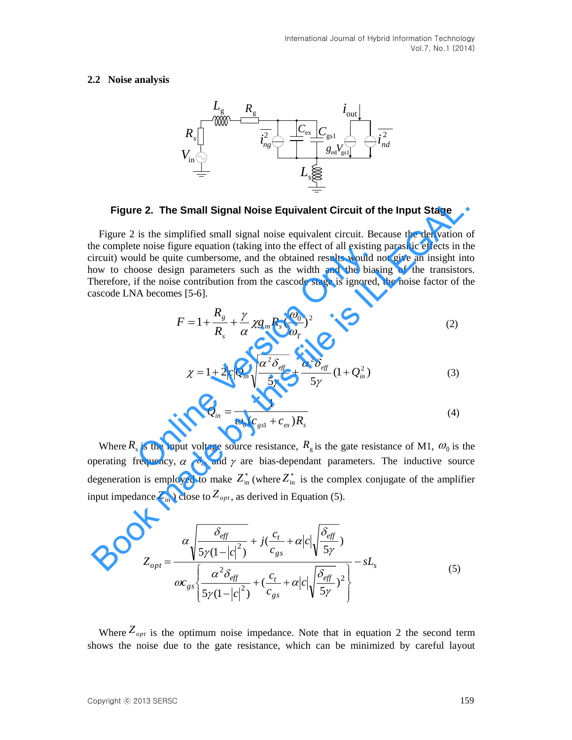### 2.2 Noise analysis

**Figure 2. The Small Signal Noise Equivalent Circuit of the Input Stage**

Figure 2 is the simplified small signal noise equivalent circuit. Because the derivation of the complete noise figure equation (taking into the effect of all existing parasitic effects in the circuit) would be quite cumbersome, and the obtained results would not give an insight into how to choose design parameters such as the width and the biasing of the transistors. Therefore, if the noise contribution from the cascode stage is ignored, the noise factor of the cascode LNA becomes [5-6].

$$F = 1 + \frac{R_g}{R_s} + \frac{\gamma}{\alpha}\chi g_m R_s \left(\frac{\omega_0}{\omega_T}\right)^2 \tag{2}$$

$$\chi = 1 + 2|c|Q_{in}\sqrt{\frac{\alpha^2\delta_{eff}}{5\gamma}} + \frac{\alpha^2\delta_{eff}}{5\gamma}(1+Q_{in}^2) \tag{3}$$

$$Q_{in} = \frac{1}{\omega_0(c_{gs1}+c_{ex})R_s} \tag{4}$$

Where $R_s$ is the input voltage source resistance, $R_g$ is the gate resistance of M1, $\omega_0$ is the operating frequency, $\alpha$, $\delta_{eff}$ and $\gamma$ are bias-dependant parameters. The inductive source degeneration is employed to make $Z_{in}^*$ (where $Z_{in}^*$ is the complex conjugate of the amplifier input impedance $Z_{in}$) close to $Z_{opt}$, as derived in Equation (5).

$$Z_{opt} = \frac{\alpha\sqrt{\frac{\delta_{eff}}{5\gamma(1-|c|^2)}} + j\left(\frac{c_t}{c_{gs}} + \alpha|c|\sqrt{\frac{\delta_{eff}}{5\gamma}}\right)}{\omega c_{gs}\left\{\frac{\alpha^2\delta_{eff}}{5\gamma(1-|c|^2)} + \left(\frac{c_t}{c_{gs}} + \alpha|c|\sqrt{\frac{\delta_{eff}}{5\gamma}}\right)^2\right\}} - sL_s \tag{5}$$

Where $Z_{opt}$ is the optimum noise impedance. Note that in equation 2 the second term shows the noise due to the gate resistance, which can be minimized by careful layout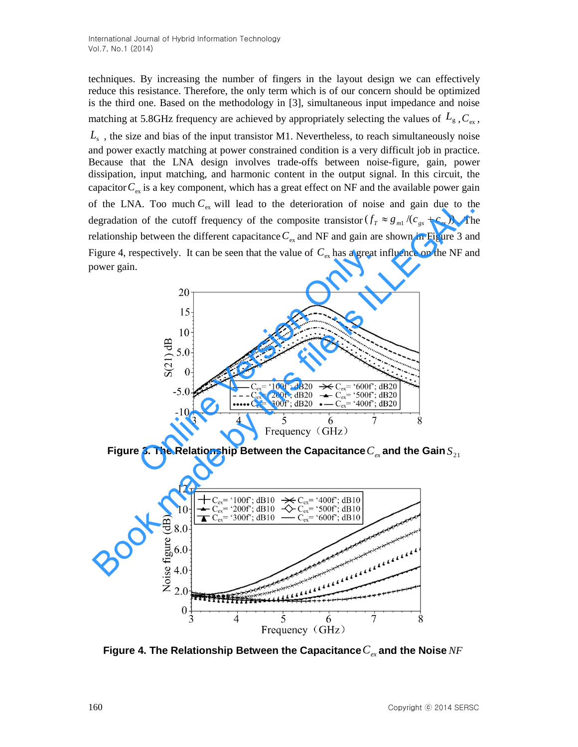techniques. By increasing the number of fingers in the layout design we can effectively reduce this resistance. Therefore, the only term which is of our concern should be optimized is the third one. Based on the methodology in [3], simultaneous input impedance and noise matching at 5.8GHz frequency are achieved by appropriately selecting the values of $L_g$, $C_{ex}$, $L_s$, the size and bias of the input transistor M1. Nevertheless, to reach simultaneously noise and power exactly matching at power constrained condition is a very difficult job in practice. Because that the LNA design involves trade-offs between noise-figure, gain, power dissipation, input matching, and harmonic content in the output signal. In this circuit, the capacitor $C_{ex}$ is a key component, which has a great effect on NF and the available power gain of the LNA. Too much $C_{ex}$ will lead to the deterioration of noise and gain due to the degradation of the cutoff frequency of the composite transistor ($f_T \approx g_{m1}/(c_{gs}+c_{ex})$). The relationship between the different capacitance $C_{ex}$ and NF and gain are shown in Figure 3 and Figure 4, respectively. It can be seen that the value of $C_{ex}$ has a great influence on the NF and power gain.

**Figure 3. The Relationship Between the Capacitance $C_{ex}$ and the Gain $S_{21}$**

**Figure 4. The Relationship Between the Capacitance $C_{ex}$ and the Noise $NF$**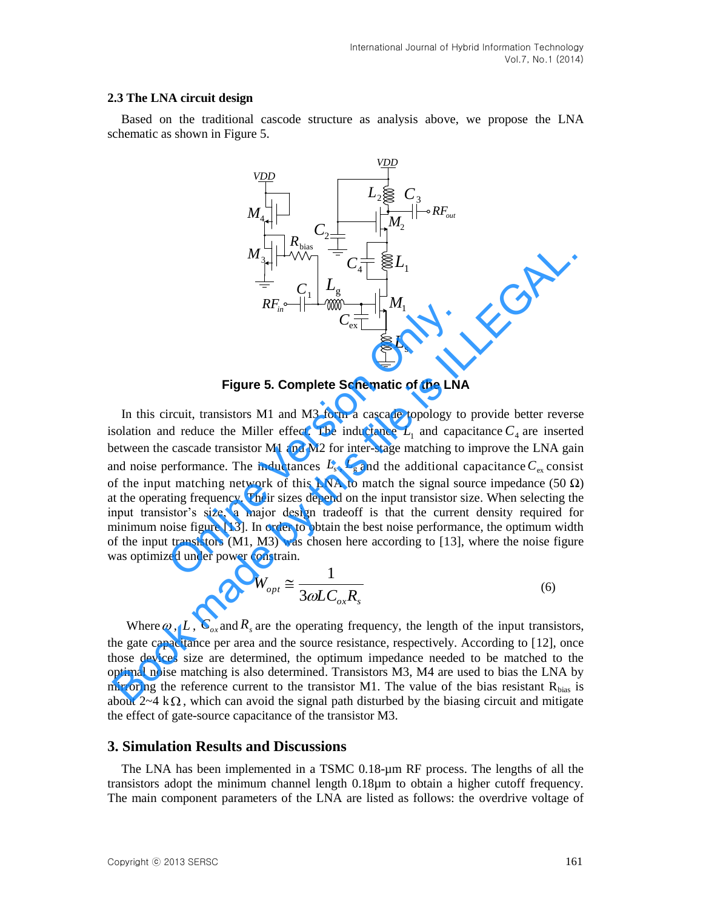### 2.3 The LNA circuit design

Based on the traditional cascode structure as analysis above, we propose the LNA schematic as shown in Figure 5.

**Figure 5. Complete Schematic of the LNA**

In this circuit, transistors M1 and M3 form a cascade topology to provide better reverse isolation and reduce the Miller effect. The inductance $L_1$ and capacitance $C_4$ are inserted between the cascade transistor M1 and M2 for inter-stage matching to improve the LNA gain and noise performance. The inductances $L_s$, $L_g$ and the additional capacitance $C_{ex}$ consist of the input matching network of this LNA to match the signal source impedance (50 Ω) at the operating frequency. Their sizes depend on the input transistor size. When selecting the input transistor's size, a major design tradeoff is that the current density required for minimum noise figure [13]. In order to obtain the best noise performance, the optimum width of the input transistors (M1, M3) was chosen here according to [13], where the noise figure was optimized under power constrain.

$$W_{opt} \cong \frac{1}{3\omega L C_{ox} R_s} \tag{6}$$

Where $\omega$, $L$, $C_{ox}$ and $R_s$ are the operating frequency, the length of the input transistors, the gate capacitance per area and the source resistance, respectively. According to [12], once those devices size are determined, the optimum impedance needed to be matched to the optimal noise matching is also determined. Transistors M3, M4 are used to bias the LNA by mirroring the reference current to the transistor M1. The value of the bias resistant $R_{bias}$ is about 2~4 kΩ, which can avoid the signal path disturbed by the biasing circuit and mitigate the effect of gate-source capacitance of the transistor M3.

## 3. Simulation Results and Discussions

The LNA has been implemented in a TSMC 0.18-μm RF process. The lengths of all the transistors adopt the minimum channel length 0.18μm to obtain a higher cutoff frequency. The main component parameters of the LNA are listed as follows: the overdrive voltage of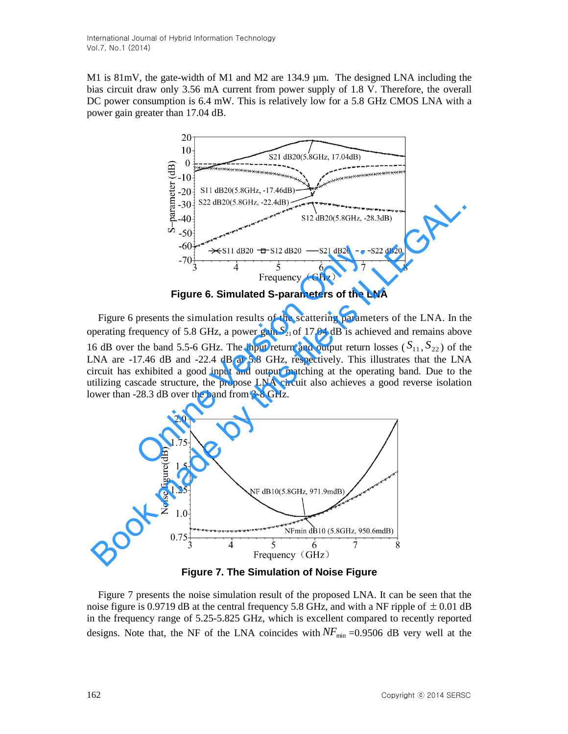M1 is 81mV, the gate-width of M1 and M2 are 134.9 μm. The designed LNA including the bias circuit draw only 3.56 mA current from power supply of 1.8 V. Therefore, the overall DC power consumption is 6.4 mW. This is relatively low for a 5.8 GHz CMOS LNA with a power gain greater than 17.04 dB.

**Figure 6. Simulated S-parameters of the LNA**

Figure 6 presents the simulation results of the scattering parameters of the LNA. In the operating frequency of 5.8 GHz, a power gain $S_{21}$ of 17.04 dB is achieved and remains above 16 dB over the band 5.5-6 GHz. The input return and output return losses ($S_{11}, S_{22}$) of the LNA are -17.46 dB and -22.4 dB at 5.8 GHz, respectively. This illustrates that the LNA circuit has exhibited a good input and output matching at the operating band. Due to the utilizing cascade structure, the propose LNA circuit also achieves a good reverse isolation lower than -28.3 dB over the band from 3-8 GHz.

**Figure 7. The Simulation of Noise Figure**

Figure 7 presents the noise simulation result of the proposed LNA. It can be seen that the noise figure is 0.9719 dB at the central frequency 5.8 GHz, and with a NF ripple of ±0.01 dB in the frequency range of 5.25-5.825 GHz, which is excellent compared to recently reported designs. Note that, the NF of the LNA coincides with $NF_{min}$ =0.9506 dB very well at the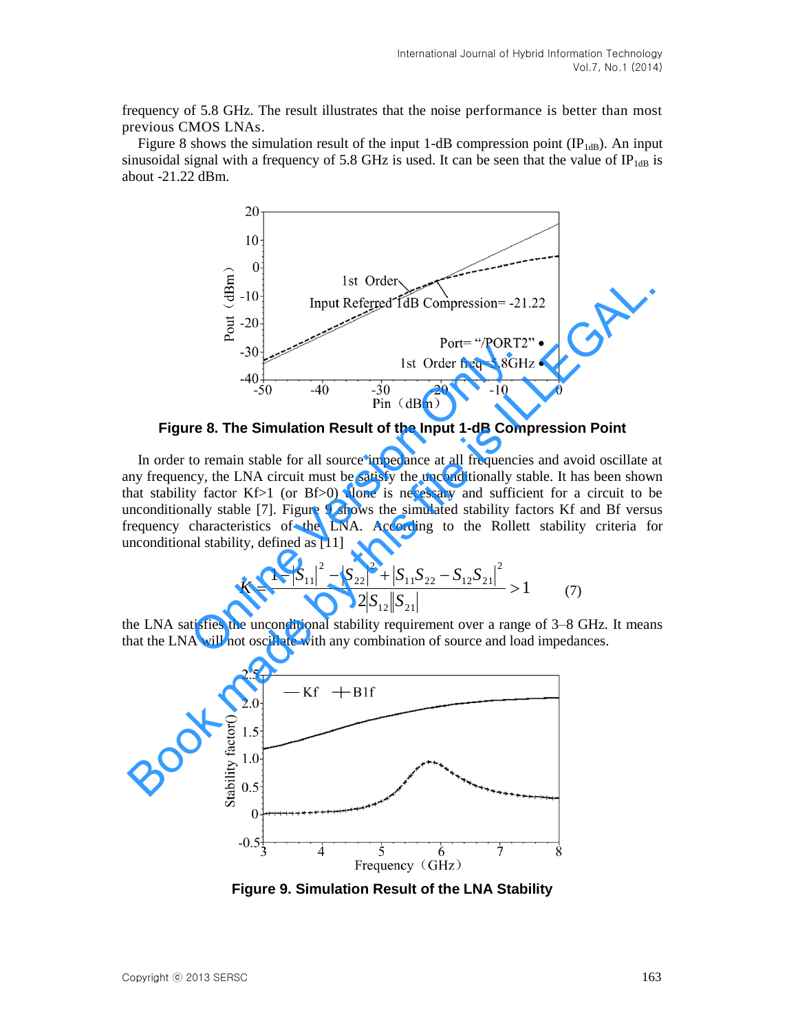frequency of 5.8 GHz. The result illustrates that the noise performance is better than most previous CMOS LNAs.

Figure 8 shows the simulation result of the input 1-dB compression point ($IP_{1dB}$). An input sinusoidal signal with a frequency of 5.8 GHz is used. It can be seen that the value of $IP_{1dB}$ is about -21.22 dBm.

**Figure 8. The Simulation Result of the Input 1-dB Compression Point**

In order to remain stable for all source impedance at all frequencies and avoid oscillate at any frequency, the LNA circuit must be satisfy the unconditionally stable. It has been shown that stability factor Kf>1 (or Bf>0) alone is necessary and sufficient for a circuit to be unconditionally stable [7]. Figure 9 shows the simulated stability factors Kf and Bf versus frequency characteristics of the LNA. According to the Rollett stability criteria for unconditional stability, defined as [11]

$$K = \frac{1 - |S_{11}|^2 - |S_{22}|^2 + |S_{11}S_{22} - S_{12}S_{21}|^2}{2|S_{12}||S_{21}|} > 1 \qquad (7)$$

the LNA satisfies the unconditional stability requirement over a range of 3–8 GHz. It means that the LNA will not oscillate with any combination of source and load impedances.

**Figure 9. Simulation Result of the LNA Stability**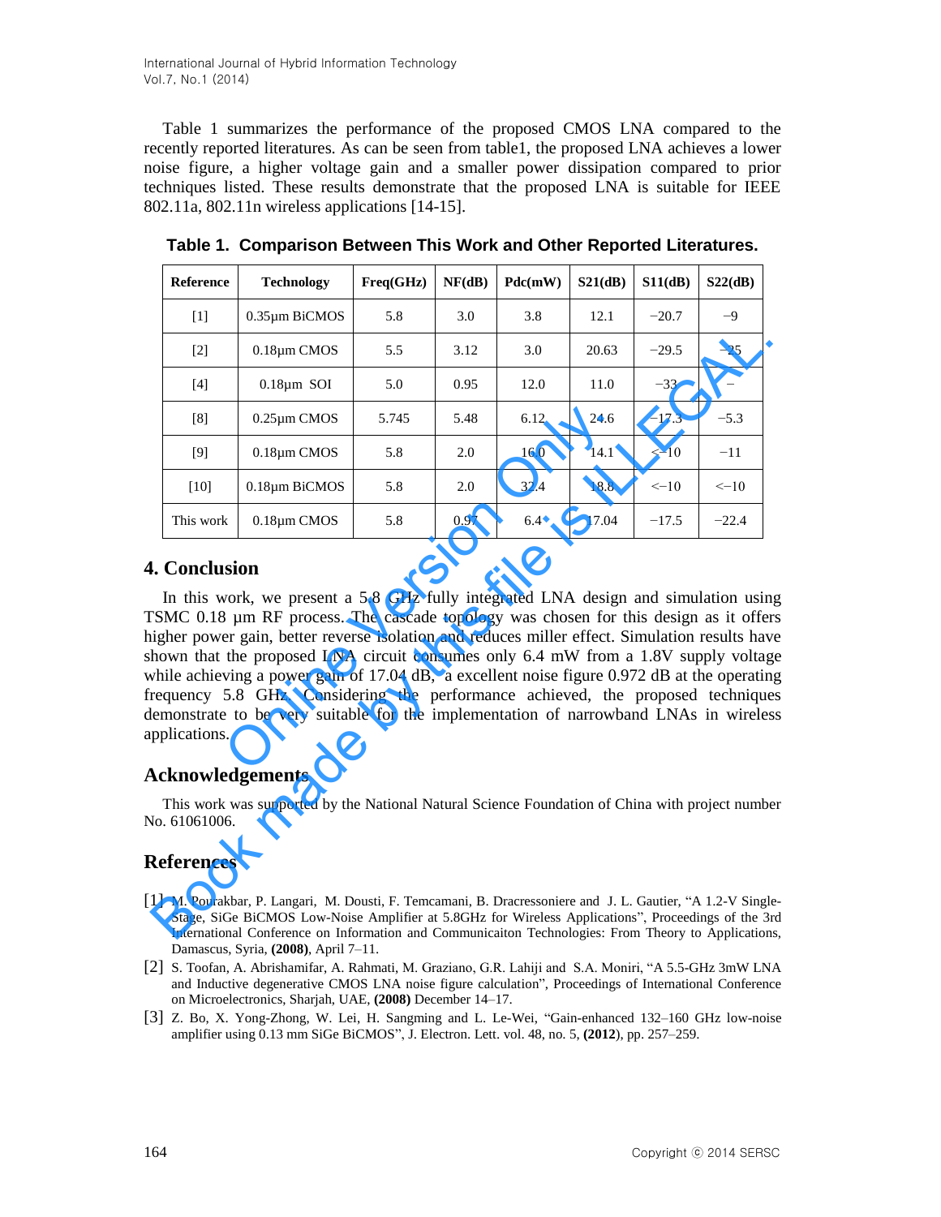Table 1 summarizes the performance of the proposed CMOS LNA compared to the recently reported literatures. As can be seen from table1, the proposed LNA achieves a lower noise figure, a higher voltage gain and a smaller power dissipation compared to prior techniques listed. These results demonstrate that the proposed LNA is suitable for IEEE 802.11a, 802.11n wireless applications [14-15].

**Table 1. Comparison Between This Work and Other Reported Literatures.**

| Reference | Technology | Freq(GHz) | NF(dB) | Pdc(mW) | S21(dB) | S11(dB) | S22(dB) |
|---|---|---|---|---|---|---|---|
| [1] | 0.35μm BiCMOS | 5.8 | 3.0 | 3.8 | 12.1 | −20.7 | −9 |
| [2] | 0.18μm CMOS | 5.5 | 3.12 | 3.0 | 20.63 | −29.5 | −25 |
| [4] | 0.18μm SOI | 5.0 | 0.95 | 12.0 | 11.0 | −33 | − |
| [8] | 0.25μm CMOS | 5.745 | 5.48 | 6.12 | 24.6 | −17.3 | −5.3 |
| [9] | 0.18μm CMOS | 5.8 | 2.0 | 16.0 | 14.1 | <−10 | −11 |
| [10] | 0.18μm BiCMOS | 5.8 | 2.0 | 32.4 | 18.8 | <−10 | <−10 |
| This work | 0.18μm CMOS | 5.8 | 0.97 | 6.4 | 17.04 | −17.5 | −22.4 |

## 4. Conclusion

In this work, we present a 5.8 GHz fully integrated LNA design and simulation using TSMC 0.18 μm RF process. The cascade topology was chosen for this design as it offers higher power gain, better reverse isolation and reduces miller effect. Simulation results have shown that the proposed LNA circuit consumes only 6.4 mW from a 1.8V supply voltage while achieving a power gain of 17.04 dB, a excellent noise figure 0.972 dB at the operating frequency 5.8 GHz. Considering the performance achieved, the proposed techniques demonstrate to be very suitable for the implementation of narrowband LNAs in wireless applications.

## Acknowledgements

This work was supported by the National Natural Science Foundation of China with project number No. 61061006.

## References

[1] M. Pourakbar, P. Langari, M. Dousti, F. Temcamani, B. Dracressoniere and J. L. Gautier, "A 1.2-V Single-Stage, SiGe BiCMOS Low-Noise Amplifier at 5.8GHz for Wireless Applications", Proceedings of the 3rd International Conference on Information and Communicaiton Technologies: From Theory to Applications, Damascus, Syria, **(2008)**, April 7–11.

[2] S. Toofan, A. Abrishamifar, A. Rahmati, M. Graziano, G.R. Lahiji and S.A. Moniri, "A 5.5-GHz 3mW LNA and Inductive degenerative CMOS LNA noise figure calculation", Proceedings of International Conference on Microelectronics, Sharjah, UAE, **(2008)** December 14–17.

[3] Z. Bo, X. Yong-Zhong, W. Lei, H. Sangming and L. Le-Wei, "Gain-enhanced 132–160 GHz low-noise amplifier using 0.13 mm SiGe BiCMOS", J. Electron. Lett. vol. 48, no. 5, **(2012)**, pp. 257–259.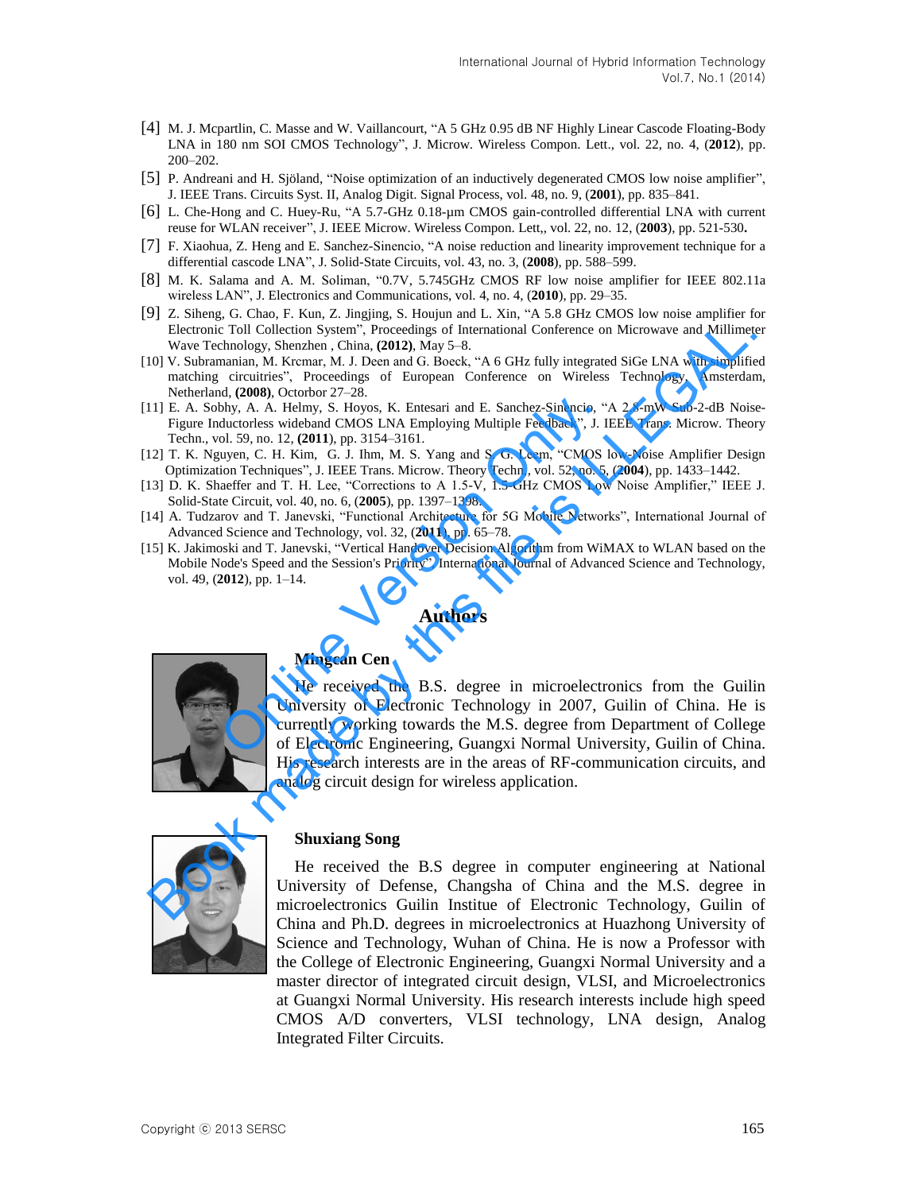[4] M. J. Mcpartlin, C. Masse and W. Vaillancourt, "A 5 GHz 0.95 dB NF Highly Linear Cascode Floating-Body LNA in 180 nm SOI CMOS Technology", J. Microw. Wireless Compon. Lett., vol. 22, no. 4, (**2012**), pp. 200–202.

[5] P. Andreani and H. Sjöland, "Noise optimization of an inductively degenerated CMOS low noise amplifier", J. IEEE Trans. Circuits Syst. II, Analog Digit. Signal Process, vol. 48, no. 9, (**2001**), pp. 835–841.

[6] L. Che-Hong and C. Huey-Ru, "A 5.7-GHz 0.18-µm CMOS gain-controlled differential LNA with current reuse for WLAN receiver", J. IEEE Microw. Wireless Compon. Lett,, vol. 22, no. 12, (**2003**), pp. 521-530**.**

[7] F. Xiaohua, Z. Heng and E. Sanchez-Sinencio, "A noise reduction and linearity improvement technique for a differential cascode LNA", J. Solid-State Circuits, vol. 43, no. 3, (**2008**), pp. 588–599.

[8] M. K. Salama and A. M. Soliman, "0.7V, 5.745GHz CMOS RF low noise amplifier for IEEE 802.11a wireless LAN", J. Electronics and Communications, vol. 4, no. 4, (**2010**), pp. 29–35.

[9] Z. Siheng, G. Chao, F. Kun, Z. Jingjing, S. Houjun and L. Xin, "A 5.8 GHz CMOS low noise amplifier for Electronic Toll Collection System", Proceedings of International Conference on Microwave and Millimeter Wave Technology, Shenzhen , China, **(2012)**, May 5–8.

[10] V. Subramanian, M. Krcmar, M. J. Deen and G. Boeck, "A 6 GHz fully integrated SiGe LNA with simplified matching circuitries", Proceedings of European Conference on Wireless Technology, Amsterdam, Netherland, **(2008)**, Octorbor 27–28.

[11] E. A. Sobhy, A. A. Helmy, S. Hoyos, K. Entesari and E. Sanchez-Sinencio, "A 2.8-mW Sub-2-dB Noise-Figure Inductorless wideband CMOS LNA Employing Multiple Feedback", J. IEEE Trans. Microw. Theory Techn., vol. 59, no. 12, (**2011**), pp. 3154–3161.

[12] T. K. Nguyen, C. H. Kim, G. J. Ihm, M. S. Yang and S. G. Leem, "CMOS low-Noise Amplifier Design Optimization Techniques", J. IEEE Trans. Microw. Theory Techn., vol. 52, no. 5, (**2004**), pp. 1433–1442.

[13] D. K. Shaeffer and T. H. Lee, "Corrections to A 1.5-V, 1.5-GHz CMOS Low Noise Amplifier," IEEE J. Solid-State Circuit, vol. 40, no. 6, (**2005**), pp. 1397–1398.

[14] A. Tudzarov and T. Janevski, "Functional Architecture for 5G Mobile Networks", International Journal of Advanced Science and Technology, vol. 32, (**2011**), pp. 65–78.

[15] K. Jakimoski and T. Janevski, "Vertical Handover Decision Algorithm from WiMAX to WLAN based on the Mobile Node's Speed and the Session's Priority", International Journal of Advanced Science and Technology, vol. 49, (**2012**), pp. 1–14.

## Authors

**Mingcan Cen**

He received the B.S. degree in microelectronics from the Guilin University of Electronic Technology in 2007, Guilin of China. He is currently working towards the M.S. degree from Department of College of Electronic Engineering, Guangxi Normal University, Guilin of China. His research interests are in the areas of RF-communication circuits, and analog circuit design for wireless application.

**Shuxiang Song**

He received the B.S degree in computer engineering at National University of Defense, Changsha of China and the M.S. degree in microelectronics Guilin Institute of Electronic Technology, Guilin of China and Ph.D. degrees in microelectronics at Huazhong University of Science and Technology, Wuhan of China. He is now a Professor with the College of Electronic Engineering, Guangxi Normal University and a master director of integrated circuit design, VLSI, and Microelectronics at Guangxi Normal University. His research interests include high speed CMOS A/D converters, VLSI technology, LNA design, Analog Integrated Filter Circuits.